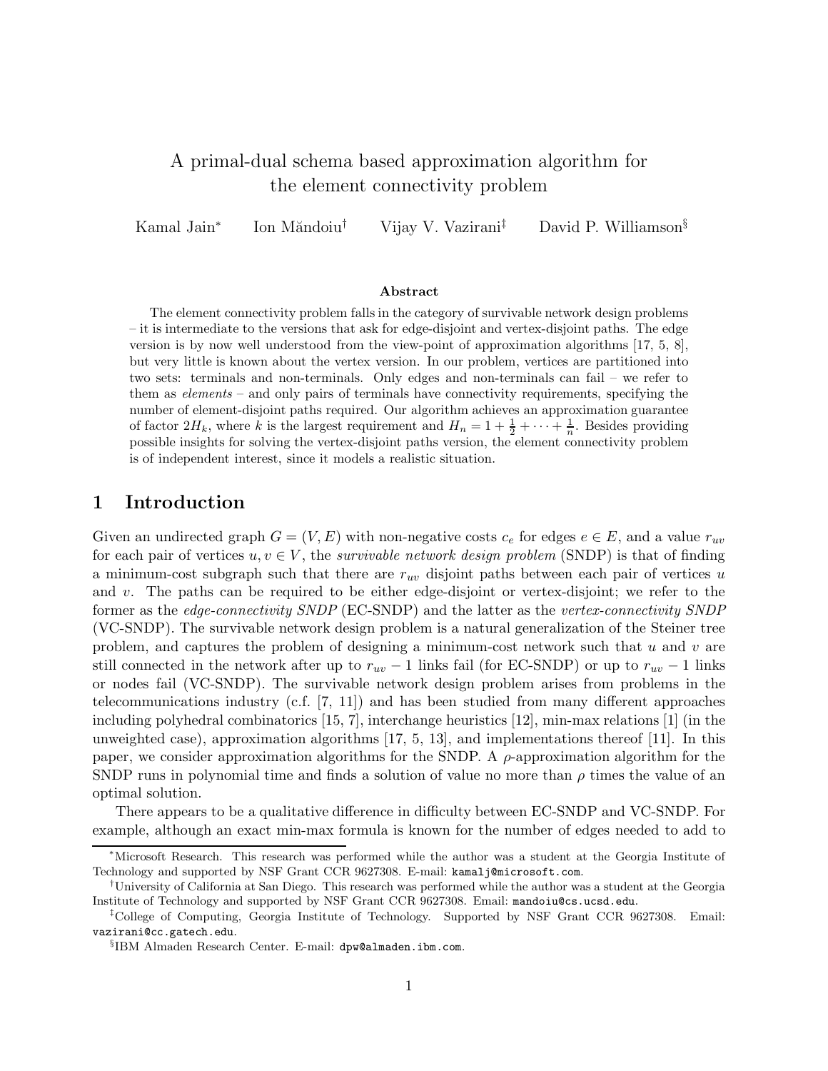# A primal-dual schema based approximation algorithm for the element connectivity problem

Kamal Jain[*] Ion Măndoiu[†] Vijay V. Vazirani[‡] David P. Williamson[§]

### Abstract

The element connectivity problem falls in the category of survivable network design problems – it is intermediate to the versions that ask for edge-disjoint and vertex-disjoint paths. The edge version is by now well understood from the view-point of approximation algorithms [17, 5, 8], but very little is known about the vertex version. In our problem, vertices are partitioned into two sets: terminals and non-terminals. Only edges and non-terminals can fail – we refer to them as *elements* – and only pairs of terminals have connectivity requirements, specifying the number of element-disjoint paths required. Our algorithm achieves an approximation guarantee of factor $2H_k$, where $k$ is the largest requirement and $H_n = 1 + \frac{1}{2} + \cdots + \frac{1}{n}$. Besides providing possible insights for solving the vertex-disjoint paths version, the element connectivity problem is of independent interest, since it models a realistic situation.

## 1 Introduction

Given an undirected graph $G = (V, E)$ with non-negative costs $c_e$ for edges $e \in E$, and a value $r_{uv}$ for each pair of vertices $u, v \in V$, the *survivable network design problem* (SNDP) is that of finding a minimum-cost subgraph such that there are $r_{uv}$ disjoint paths between each pair of vertices $u$ and $v$. The paths can be required to be either edge-disjoint or vertex-disjoint; we refer to the former as the *edge-connectivity SNDP* (EC-SNDP) and the latter as the *vertex-connectivity SNDP* (VC-SNDP). The survivable network design problem is a natural generalization of the Steiner tree problem, and captures the problem of designing a minimum-cost network such that $u$ and $v$ are still connected in the network after up to $r_{uv} - 1$ links fail (for EC-SNDP) or up to $r_{uv} - 1$ links or nodes fail (VC-SNDP). The survivable network design problem arises from problems in the telecommunications industry (c.f. [7, 11]) and has been studied from many different approaches including polyhedral combinatorics [15, 7], interchange heuristics [12], min-max relations [1] (in the unweighted case), approximation algorithms [17, 5, 13], and implementations thereof [11]. In this paper, we consider approximation algorithms for the SNDP. A $\rho$-approximation algorithm for the SNDP runs in polynomial time and finds a solution of value no more than $\rho$ times the value of an optimal solution.

There appears to be a qualitative difference in difficulty between EC-SNDP and VC-SNDP. For example, although an exact min-max formula is known for the number of edges needed to add to

---

[*] Microsoft Research. This research was performed while the author was a student at the Georgia Institute of Technology and supported by NSF Grant CCR 9627308. E-mail: kamalj@microsoft.com.

[†] University of California at San Diego. This research was performed while the author was a student at the Georgia Institute of Technology and supported by NSF Grant CCR 9627308. Email: mandoiu@cs.ucsd.edu.

[‡] College of Computing, Georgia Institute of Technology. Supported by NSF Grant CCR 9627308. Email: vazirani@cc.gatech.edu.

[§] IBM Almaden Research Center. E-mail: dpw@almaden.ibm.com.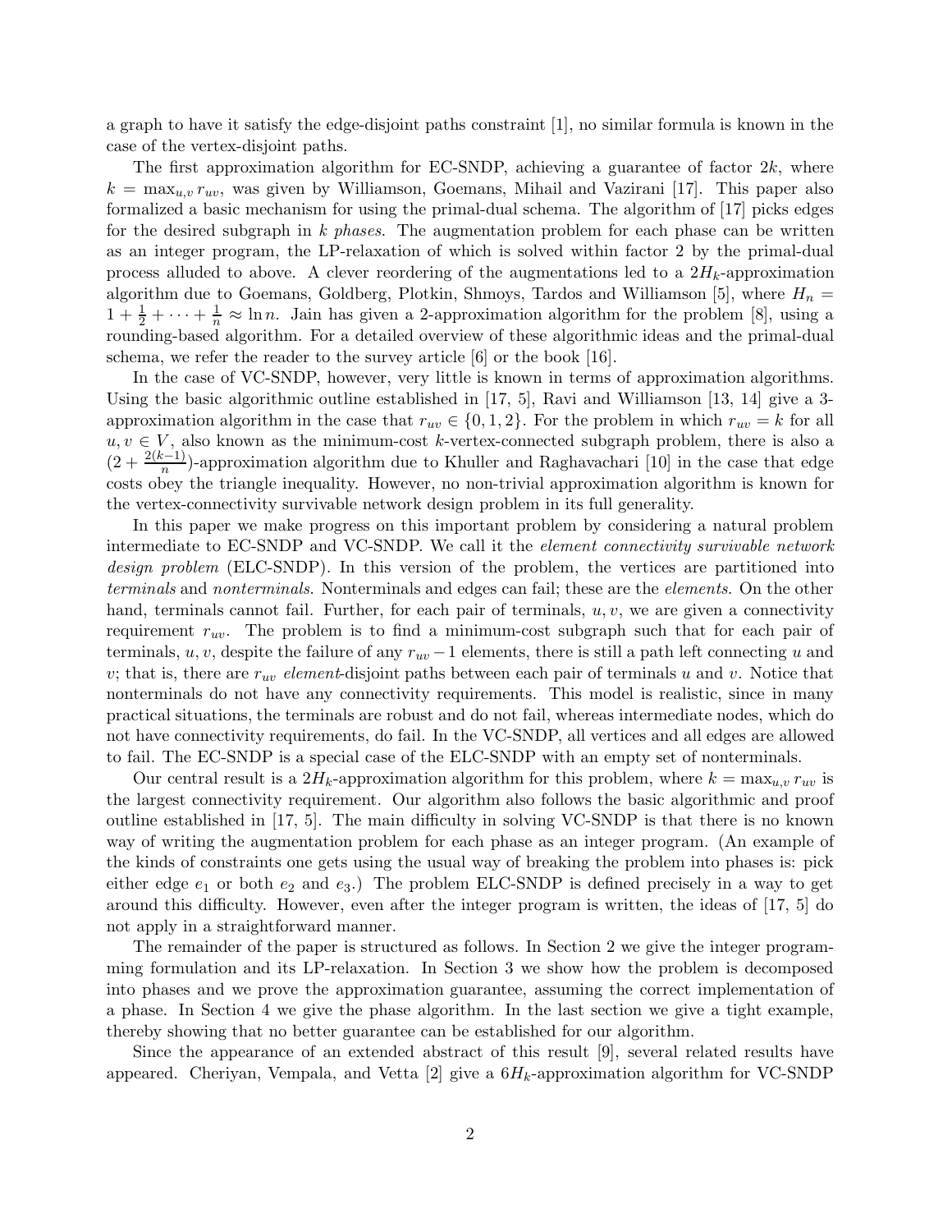a graph to have it satisfy the edge-disjoint paths constraint [1], no similar formula is known in the case of the vertex-disjoint paths.

The first approximation algorithm for EC-SNDP, achieving a guarantee of factor $2k$, where $k = \max_{u,v} r_{uv}$, was given by Williamson, Goemans, Mihail and Vazirani [17]. This paper also formalized a basic mechanism for using the primal-dual schema. The algorithm of [17] picks edges for the desired subgraph in $k$ *phases*. The augmentation problem for each phase can be written as an integer program, the LP-relaxation of which is solved within factor 2 by the primal-dual process alluded to above. A clever reordering of the augmentations led to a $2H_k$-approximation algorithm due to Goemans, Goldberg, Plotkin, Shmoys, Tardos and Williamson [5], where $H_n = 1 + \frac{1}{2} + \cdots + \frac{1}{n} \approx \ln n$. Jain has given a 2-approximation algorithm for the problem [8], using a rounding-based algorithm. For a detailed overview of these algorithmic ideas and the primal-dual schema, we refer the reader to the survey article [6] or the book [16].

In the case of VC-SNDP, however, very little is known in terms of approximation algorithms. Using the basic algorithmic outline established in [17, 5], Ravi and Williamson [13, 14] give a 3-approximation algorithm in the case that $r_{uv} \in \{0, 1, 2\}$. For the problem in which $r_{uv} = k$ for all $u, v \in V$, also known as the minimum-cost $k$-vertex-connected subgraph problem, there is also a $(2 + \frac{2(k-1)}{n})$-approximation algorithm due to Khuller and Raghavachari [10] in the case that edge costs obey the triangle inequality. However, no non-trivial approximation algorithm is known for the vertex-connectivity survivable network design problem in its full generality.

In this paper we make progress on this important problem by considering a natural problem intermediate to EC-SNDP and VC-SNDP. We call it the *element connectivity survivable network design problem* (ELC-SNDP). In this version of the problem, the vertices are partitioned into *terminals* and *nonterminals*. Nonterminals and edges can fail; these are the *elements*. On the other hand, terminals cannot fail. Further, for each pair of terminals, $u, v$, we are given a connectivity requirement $r_{uv}$. The problem is to find a minimum-cost subgraph such that for each pair of terminals, $u, v$, despite the failure of any $r_{uv} - 1$ elements, there is still a path left connecting $u$ and $v$; that is, there are $r_{uv}$ *element*-disjoint paths between each pair of terminals $u$ and $v$. Notice that nonterminals do not have any connectivity requirements. This model is realistic, since in many practical situations, the terminals are robust and do not fail, whereas intermediate nodes, which do not have connectivity requirements, do fail. In the VC-SNDP, all vertices and all edges are allowed to fail. The EC-SNDP is a special case of the ELC-SNDP with an empty set of nonterminals.

Our central result is a $2H_k$-approximation algorithm for this problem, where $k = \max_{u,v} r_{uv}$ is the largest connectivity requirement. Our algorithm also follows the basic algorithmic and proof outline established in [17, 5]. The main difficulty in solving VC-SNDP is that there is no known way of writing the augmentation problem for each phase as an integer program. (An example of the kinds of constraints one gets using the usual way of breaking the problem into phases is: pick either edge $e_1$ or both $e_2$ and $e_3$.) The problem ELC-SNDP is defined precisely in a way to get around this difficulty. However, even after the integer program is written, the ideas of [17, 5] do not apply in a straightforward manner.

The remainder of the paper is structured as follows. In Section 2 we give the integer programming formulation and its LP-relaxation. In Section 3 we show how the problem is decomposed into phases and we prove the approximation guarantee, assuming the correct implementation of a phase. In Section 4 we give the phase algorithm. In the last section we give a tight example, thereby showing that no better guarantee can be established for our algorithm.

Since the appearance of an extended abstract of this result [9], several related results have appeared. Cheriyan, Vempala, and Vetta [2] give a $6H_k$-approximation algorithm for VC-SNDP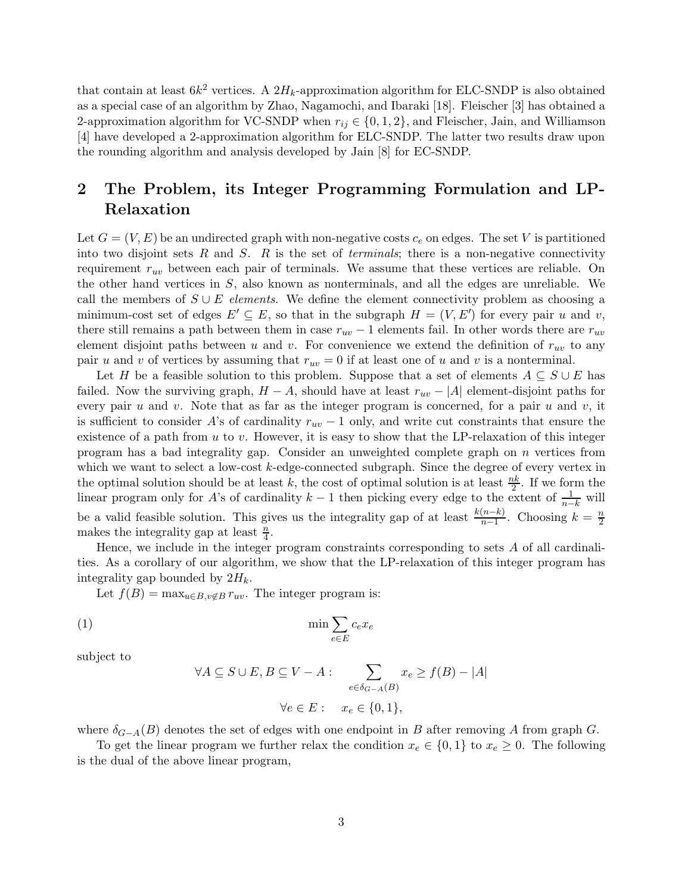that contain at least $6k^2$ vertices. A $2H_k$-approximation algorithm for ELC-SNDP is also obtained as a special case of an algorithm by Zhao, Nagamochi, and Ibaraki [18]. Fleischer [3] has obtained a 2-approximation algorithm for VC-SNDP when $r_{ij} \in \{0, 1, 2\}$, and Fleischer, Jain, and Williamson [4] have developed a 2-approximation algorithm for ELC-SNDP. The latter two results draw upon the rounding algorithm and analysis developed by Jain [8] for EC-SNDP.

## 2 The Problem, its Integer Programming Formulation and LP-Relaxation

Let $G = (V, E)$ be an undirected graph with non-negative costs $c_e$ on edges. The set $V$ is partitioned into two disjoint sets $R$ and $S$. $R$ is the set of *terminals*; there is a non-negative connectivity requirement $r_{uv}$ between each pair of terminals. We assume that these vertices are reliable. On the other hand vertices in $S$, also known as nonterminals, and all the edges are unreliable. We call the members of $S \cup E$ *elements*. We define the element connectivity problem as choosing a minimum-cost set of edges $E' \subseteq E$, so that in the subgraph $H = (V, E')$ for every pair $u$ and $v$, there still remains a path between them in case $r_{uv} - 1$ elements fail. In other words there are $r_{uv}$ element disjoint paths between $u$ and $v$. For convenience we extend the definition of $r_{uv}$ to any pair $u$ and $v$ of vertices by assuming that $r_{uv} = 0$ if at least one of $u$ and $v$ is a nonterminal.

Let $H$ be a feasible solution to this problem. Suppose that a set of elements $A \subseteq S \cup E$ has failed. Now the surviving graph, $H - A$, should have at least $r_{uv} - |A|$ element-disjoint paths for every pair $u$ and $v$. Note that as far as the integer program is concerned, for a pair $u$ and $v$, it is sufficient to consider $A$'s of cardinality $r_{uv} - 1$ only, and write cut constraints that ensure the existence of a path from $u$ to $v$. However, it is easy to show that the LP-relaxation of this integer program has a bad integrality gap. Consider an unweighted complete graph on $n$ vertices from which we want to select a low-cost $k$-edge-connected subgraph. Since the degree of every vertex in the optimal solution should be at least $k$, the cost of optimal solution is at least $\frac{nk}{2}$. If we form the linear program only for $A$'s of cardinality $k - 1$ then picking every edge to the extent of $\frac{1}{n-k}$ will be a valid feasible solution. This gives us the integrality gap of at least $\frac{k(n-k)}{n-1}$. Choosing $k = \frac{n}{2}$ makes the integrality gap at least $\frac{n}{4}$.

Hence, we include in the integer program constraints corresponding to sets $A$ of all cardinalities. As a corollary of our algorithm, we show that the LP-relaxation of this integer program has integrality gap bounded by $2H_k$.

Let $f(B) = \max_{u \in B, v \notin B} r_{uv}$. The integer program is:

$$\min \sum_{e \in E} c_e x_e \tag{1}$$

subject to

$$\forall A \subseteq S \cup E, B \subseteq V - A: \quad \sum_{e \in \delta_{G-A}(B)} x_e \geq f(B) - |A|$$

$$\forall e \in E: \quad x_e \in \{0, 1\},$$

where $\delta_{G-A}(B)$ denotes the set of edges with one endpoint in $B$ after removing $A$ from graph $G$.

To get the linear program we further relax the condition $x_e \in \{0, 1\}$ to $x_e \geq 0$. The following is the dual of the above linear program,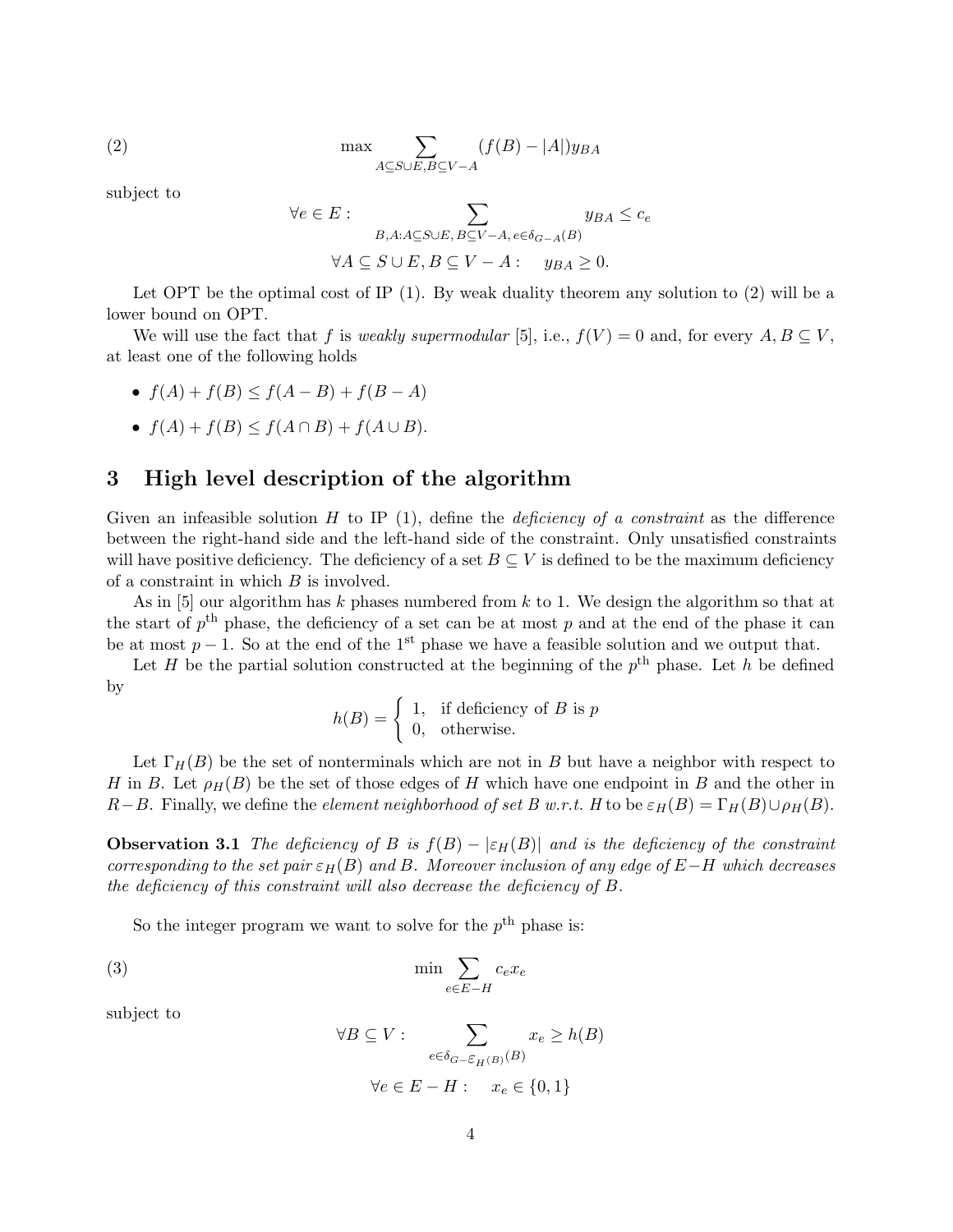$$\max \sum_{A \subseteq S \cup E, B \subseteq V-A} (f(B) - |A|) y_{BA} \tag{2}$$

subject to

$$\forall e \in E: \sum_{B,A: A \subseteq S \cup E,\, B \subseteq V-A,\, e \in \delta_{G-A}(B)} y_{BA} \leq c_e$$

$$\forall A \subseteq S \cup E, B \subseteq V - A: \quad y_{BA} \geq 0.$$

Let OPT be the optimal cost of IP (1). By weak duality theorem any solution to (2) will be a lower bound on OPT.

We will use the fact that $f$ is *weakly supermodular* [5], i.e., $f(V) = 0$ and, for every $A, B \subseteq V$, at least one of the following holds

- $f(A) + f(B) \leq f(A - B) + f(B - A)$
- $f(A) + f(B) \leq f(A \cap B) + f(A \cup B)$.

## 3 High level description of the algorithm

Given an infeasible solution $H$ to IP (1), define the *deficiency of a constraint* as the difference between the right-hand side and the left-hand side of the constraint. Only unsatisfied constraints will have positive deficiency. The deficiency of a set $B \subseteq V$ is defined to be the maximum deficiency of a constraint in which $B$ is involved.

As in [5] our algorithm has $k$ phases numbered from $k$ to 1. We design the algorithm so that at the start of $p^{\text{th}}$ phase, the deficiency of a set can be at most $p$ and at the end of the phase it can be at most $p - 1$. So at the end of the $1^{\text{st}}$ phase we have a feasible solution and we output that.

Let $H$ be the partial solution constructed at the beginning of the $p^{\text{th}}$ phase. Let $h$ be defined by

$$h(B) = \begin{cases} 1, & \text{if deficiency of } B \text{ is } p \\ 0, & \text{otherwise.} \end{cases}$$

Let $\Gamma_H(B)$ be the set of nonterminals which are not in $B$ but have a neighbor with respect to $H$ in $B$. Let $\rho_H(B)$ be the set of those edges of $H$ which have one endpoint in $B$ and the other in $R - B$. Finally, we define the *element neighborhood of set $B$ w.r.t. $H$* to be $\varepsilon_H(B) = \Gamma_H(B) \cup \rho_H(B)$.

**Observation 3.1** *The deficiency of $B$ is $f(B) - |\varepsilon_H(B)|$ and is the deficiency of the constraint corresponding to the set pair $\varepsilon_H(B)$ and $B$. Moreover inclusion of any edge of $E - H$ which decreases the deficiency of this constraint will also decrease the deficiency of $B$.*

So the integer program we want to solve for the $p^{\text{th}}$ phase is:

$$\min \sum_{e \in E - H} c_e x_e \tag{3}$$

subject to

$$\forall B \subseteq V: \sum_{e \in \delta_{G - \varepsilon_H(B)}(B)} x_e \geq h(B)$$

$$\forall e \in E - H: \quad x_e \in \{0, 1\}$$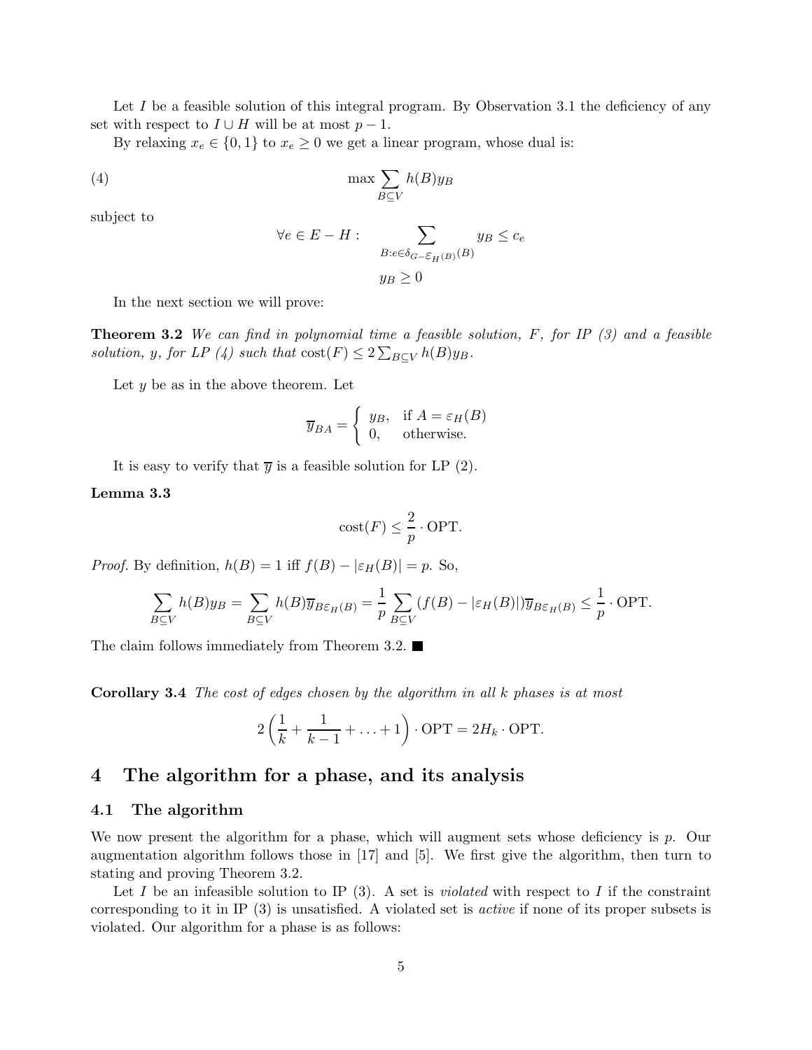Let $I$ be a feasible solution of this integral program. By Observation 3.1 the deficiency of any set with respect to $I \cup H$ will be at most $p-1$.

By relaxing $x_e \in \{0,1\}$ to $x_e \geq 0$ we get a linear program, whose dual is:

$$\max \sum_{B \subseteq V} h(B) y_B \tag{4}$$

subject to

$$\forall e \in E - H: \quad \sum_{B : e \in \delta_{G - \varepsilon_H(B)}(B)} y_B \leq c_e$$

$$y_B \geq 0$$

In the next section we will prove:

**Theorem 3.2** *We can find in polynomial time a feasible solution, $F$, for IP (3) and a feasible solution, $y$, for LP (4) such that* $\text{cost}(F) \leq 2 \sum_{B \subseteq V} h(B) y_B$.

Let $y$ be as in the above theorem. Let

$$\overline{y}_{BA} = \begin{cases} y_B, & \text{if } A = \varepsilon_H(B) \\ 0, & \text{otherwise.} \end{cases}$$

It is easy to verify that $\overline{y}$ is a feasible solution for LP (2).

**Lemma 3.3**

$$\text{cost}(F) \leq \frac{2}{p} \cdot \text{OPT}.$$

*Proof.* By definition, $h(B) = 1$ iff $f(B) - |\varepsilon_H(B)| = p$. So,

$$\sum_{B \subseteq V} h(B) y_B = \sum_{B \subseteq V} h(B) \overline{y}_{B \varepsilon_H(B)} = \frac{1}{p} \sum_{B \subseteq V} (f(B) - |\varepsilon_H(B)|) \overline{y}_{B \varepsilon_H(B)} \leq \frac{1}{p} \cdot \text{OPT}.$$

The claim follows immediately from Theorem 3.2. ■

**Corollary 3.4** *The cost of edges chosen by the algorithm in all $k$ phases is at most*

$$2\left(\frac{1}{k} + \frac{1}{k-1} + \ldots + 1\right) \cdot \text{OPT} = 2H_k \cdot \text{OPT}.$$

# 4 The algorithm for a phase, and its analysis

## 4.1 The algorithm

We now present the algorithm for a phase, which will augment sets whose deficiency is $p$. Our augmentation algorithm follows those in [17] and [5]. We first give the algorithm, then turn to stating and proving Theorem 3.2.

Let $I$ be an infeasible solution to IP (3). A set is *violated* with respect to $I$ if the constraint corresponding to it in IP (3) is unsatisfied. A violated set is *active* if none of its proper subsets is violated. Our algorithm for a phase is as follows: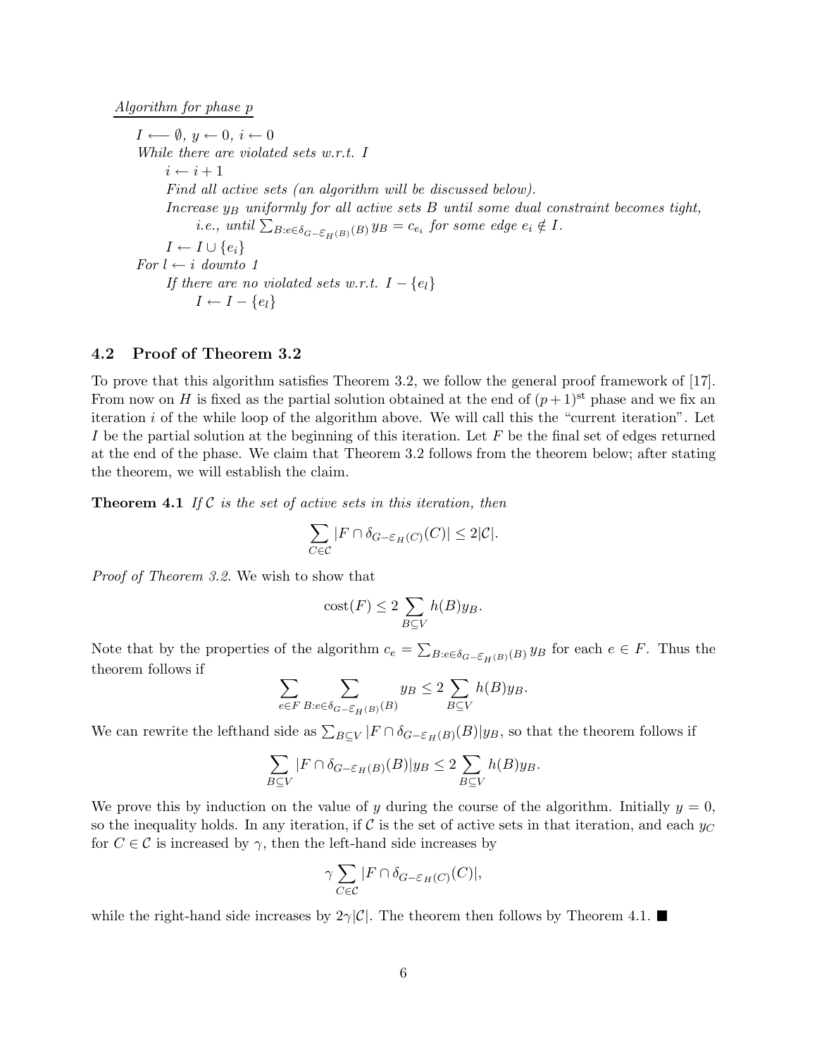*Algorithm for phase p*

$I \longleftarrow \emptyset$, $y \leftarrow 0$, $i \leftarrow 0$
*While there are violated sets w.r.t.* $I$
  $i \leftarrow i+1$
  *Find all active sets (an algorithm will be discussed below).*
  *Increase* $y_B$ *uniformly for all active sets* $B$ *until some dual constraint becomes tight,*
    *i.e., until* $\sum_{B: e \in \delta_{G-\mathcal{E}_H(B)}(B)} y_B = c_{e_i}$ *for some edge* $e_i \notin I$.
  $I \leftarrow I \cup \{e_i\}$
*For* $l \leftarrow i$ *downto 1*
  *If there are no violated sets w.r.t.* $I - \{e_l\}$
    $I \leftarrow I - \{e_l\}$

### 4.2 Proof of Theorem 3.2

To prove that this algorithm satisfies Theorem 3.2, we follow the general proof framework of [17]. From now on $H$ is fixed as the partial solution obtained at the end of $(p+1)^{\text{st}}$ phase and we fix an iteration $i$ of the while loop of the algorithm above. We will call this the "current iteration". Let $I$ be the partial solution at the beginning of this iteration. Let $F$ be the final set of edges returned at the end of the phase. We claim that Theorem 3.2 follows from the theorem below; after stating the theorem, we will establish the claim.

**Theorem 4.1** *If* $\mathcal{C}$ *is the set of active sets in this iteration, then*

$$\sum_{C \in \mathcal{C}} |F \cap \delta_{G-\mathcal{E}_H(C)}(C)| \leq 2|\mathcal{C}|.$$

*Proof of Theorem 3.2.* We wish to show that

$$\text{cost}(F) \leq 2 \sum_{B \subseteq V} h(B) y_B.$$

Note that by the properties of the algorithm $c_e = \sum_{B: e \in \delta_{G-\mathcal{E}_H(B)}(B)} y_B$ for each $e \in F$. Thus the theorem follows if

$$\sum_{e \in F} \sum_{B: e \in \delta_{G-\mathcal{E}_H(B)}(B)} y_B \leq 2 \sum_{B \subseteq V} h(B) y_B.$$

We can rewrite the lefthand side as $\sum_{B \subseteq V} |F \cap \delta_{G-\mathcal{E}_H(B)}(B)| y_B$, so that the theorem follows if

$$\sum_{B \subseteq V} |F \cap \delta_{G-\mathcal{E}_H(B)}(B)| y_B \leq 2 \sum_{B \subseteq V} h(B) y_B.$$

We prove this by induction on the value of $y$ during the course of the algorithm. Initially $y = 0$, so the inequality holds. In any iteration, if $\mathcal{C}$ is the set of active sets in that iteration, and each $y_C$ for $C \in \mathcal{C}$ is increased by $\gamma$, then the left-hand side increases by

$$\gamma \sum_{C \in \mathcal{C}} |F \cap \delta_{G-\mathcal{E}_H(C)}(C)|,$$

while the right-hand side increases by $2\gamma|\mathcal{C}|$. The theorem then follows by Theorem 4.1. ■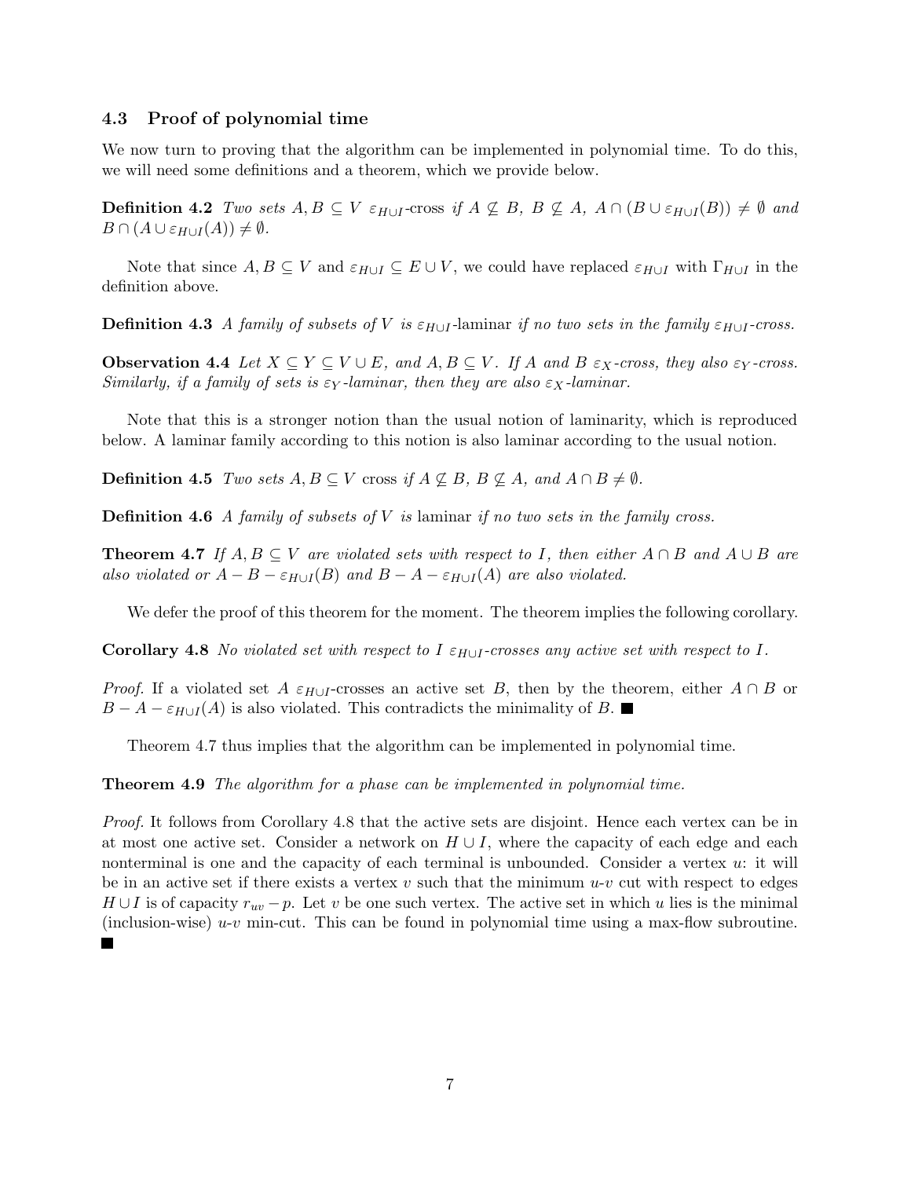### 4.3 Proof of polynomial time

We now turn to proving that the algorithm can be implemented in polynomial time. To do this, we will need some definitions and a theorem, which we provide below.

**Definition 4.2** *Two sets $A, B \subseteq V$ $\varepsilon_{H\cup I}$-cross if $A \not\subseteq B$, $B \not\subseteq A$, $A \cap (B \cup \varepsilon_{H\cup I}(B)) \neq \emptyset$ and $B \cap (A \cup \varepsilon_{H\cup I}(A)) \neq \emptyset$.*

Note that since $A, B \subseteq V$ and $\varepsilon_{H\cup I} \subseteq E \cup V$, we could have replaced $\varepsilon_{H\cup I}$ with $\Gamma_{H\cup I}$ in the definition above.

**Definition 4.3** *A family of subsets of $V$ is $\varepsilon_{H\cup I}$-laminar if no two sets in the family $\varepsilon_{H\cup I}$-cross.*

**Observation 4.4** *Let $X \subseteq Y \subseteq V \cup E$, and $A, B \subseteq V$. If $A$ and $B$ $\varepsilon_X$-cross, they also $\varepsilon_Y$-cross. Similarly, if a family of sets is $\varepsilon_Y$-laminar, then they are also $\varepsilon_X$-laminar.*

Note that this is a stronger notion than the usual notion of laminarity, which is reproduced below. A laminar family according to this notion is also laminar according to the usual notion.

**Definition 4.5** *Two sets $A, B \subseteq V$ cross if $A \not\subseteq B$, $B \not\subseteq A$, and $A \cap B \neq \emptyset$.*

**Definition 4.6** *A family of subsets of $V$ is laminar if no two sets in the family cross.*

**Theorem 4.7** *If $A, B \subseteq V$ are violated sets with respect to $I$, then either $A \cap B$ and $A \cup B$ are also violated or $A - B - \varepsilon_{H\cup I}(B)$ and $B - A - \varepsilon_{H\cup I}(A)$ are also violated.*

We defer the proof of this theorem for the moment. The theorem implies the following corollary.

**Corollary 4.8** *No violated set with respect to $I$ $\varepsilon_{H\cup I}$-crosses any active set with respect to $I$.*

*Proof.* If a violated set $A$ $\varepsilon_{H\cup I}$-crosses an active set $B$, then by the theorem, either $A \cap B$ or $B - A - \varepsilon_{H\cup I}(A)$ is also violated. This contradicts the minimality of $B$. ∎

Theorem 4.7 thus implies that the algorithm can be implemented in polynomial time.

**Theorem 4.9** *The algorithm for a phase can be implemented in polynomial time.*

*Proof.* It follows from Corollary 4.8 that the active sets are disjoint. Hence each vertex can be in at most one active set. Consider a network on $H \cup I$, where the capacity of each edge and each nonterminal is one and the capacity of each terminal is unbounded. Consider a vertex $u$: it will be in an active set if there exists a vertex $v$ such that the minimum $u$-$v$ cut with respect to edges $H \cup I$ is of capacity $r_{uv} - p$. Let $v$ be one such vertex. The active set in which $u$ lies is the minimal (inclusion-wise) $u$-$v$ min-cut. This can be found in polynomial time using a max-flow subroutine. ∎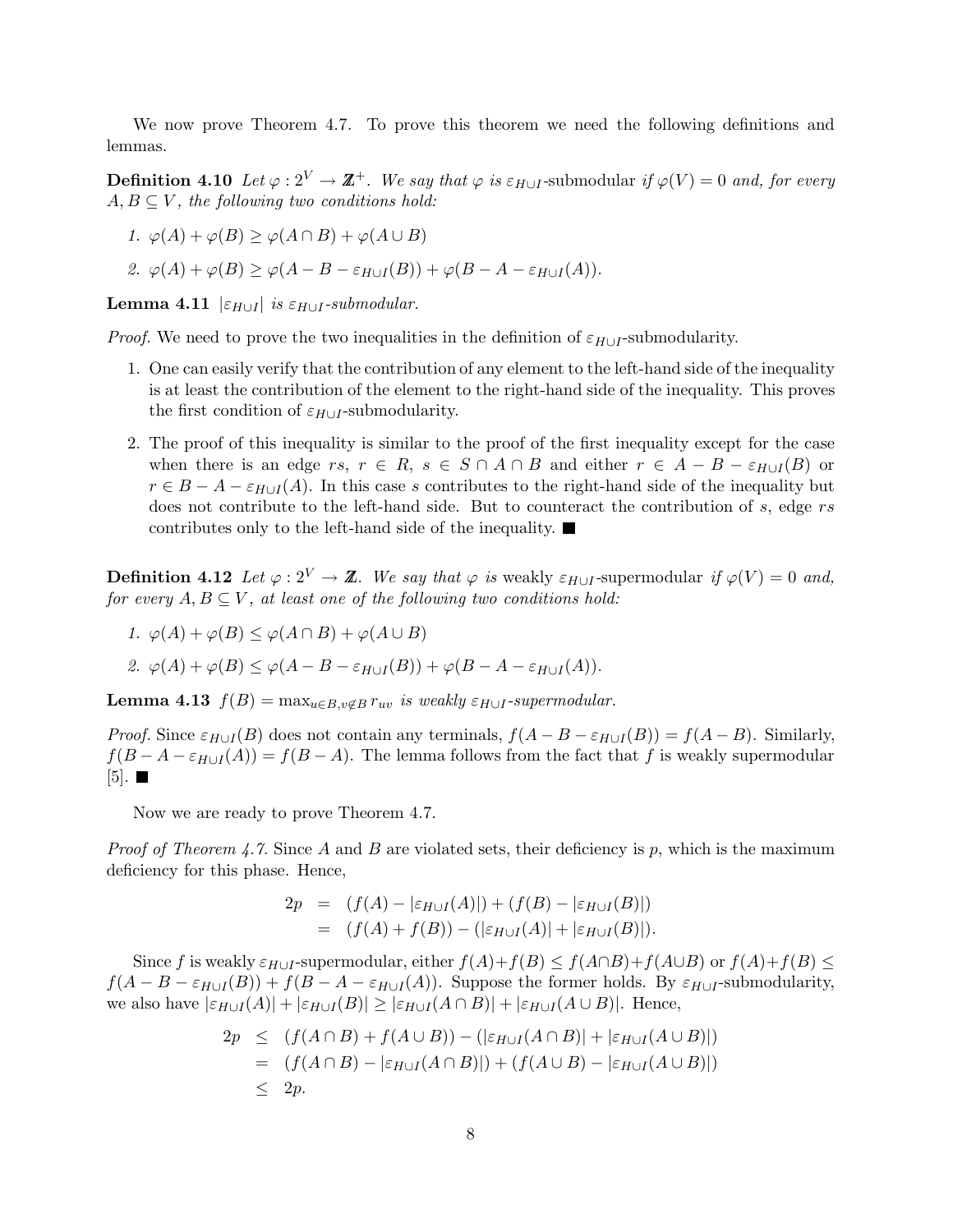We now prove Theorem 4.7. To prove this theorem we need the following definitions and lemmas.

**Definition 4.10** *Let $\varphi : 2^V \to \mathbb{Z}^+$. We say that $\varphi$ is $\varepsilon_{H \cup I}$-*submodular *if $\varphi(V) = 0$ and, for every $A, B \subseteq V$, the following two conditions hold:*

1. $\varphi(A) + \varphi(B) \geq \varphi(A \cap B) + \varphi(A \cup B)$
2. $\varphi(A) + \varphi(B) \geq \varphi(A - B - \varepsilon_{H \cup I}(B)) + \varphi(B - A - \varepsilon_{H \cup I}(A))$.

**Lemma 4.11** *$|\varepsilon_{H \cup I}|$ is $\varepsilon_{H \cup I}$-submodular.*

*Proof.* We need to prove the two inequalities in the definition of $\varepsilon_{H \cup I}$-submodularity.

1. One can easily verify that the contribution of any element to the left-hand side of the inequality is at least the contribution of the element to the right-hand side of the inequality. This proves the first condition of $\varepsilon_{H \cup I}$-submodularity.
2. The proof of this inequality is similar to the proof of the first inequality except for the case when there is an edge $rs$, $r \in R$, $s \in S \cap A \cap B$ and either $r \in A - B - \varepsilon_{H \cup I}(B)$ or $r \in B - A - \varepsilon_{H \cup I}(A)$. In this case $s$ contributes to the right-hand side of the inequality but does not contribute to the left-hand side. But to counteract the contribution of $s$, edge $rs$ contributes only to the left-hand side of the inequality. ■

**Definition 4.12** *Let $\varphi : 2^V \to \mathbb{Z}$. We say that $\varphi$ is* weakly $\varepsilon_{H \cup I}$-supermodular *if $\varphi(V) = 0$ and, for every $A, B \subseteq V$, at least one of the following two conditions hold:*

1. $\varphi(A) + \varphi(B) \leq \varphi(A \cap B) + \varphi(A \cup B)$
2. $\varphi(A) + \varphi(B) \leq \varphi(A - B - \varepsilon_{H \cup I}(B)) + \varphi(B - A - \varepsilon_{H \cup I}(A))$.

**Lemma 4.13** *$f(B) = \max_{u \in B, v \notin B} r_{uv}$ is weakly $\varepsilon_{H \cup I}$-supermodular.*

*Proof.* Since $\varepsilon_{H \cup I}(B)$ does not contain any terminals, $f(A - B - \varepsilon_{H \cup I}(B)) = f(A - B)$. Similarly, $f(B - A - \varepsilon_{H \cup I}(A)) = f(B - A)$. The lemma follows from the fact that $f$ is weakly supermodular [5]. ■

Now we are ready to prove Theorem 4.7.

*Proof of Theorem 4.7.* Since $A$ and $B$ are violated sets, their deficiency is $p$, which is the maximum deficiency for this phase. Hence,

$$
\begin{aligned}
2p &= (f(A) - |\varepsilon_{H \cup I}(A)|) + (f(B) - |\varepsilon_{H \cup I}(B)|) \\
&= (f(A) + f(B)) - (|\varepsilon_{H \cup I}(A)| + |\varepsilon_{H \cup I}(B)|).
\end{aligned}
$$

Since $f$ is weakly $\varepsilon_{H \cup I}$-supermodular, either $f(A)+f(B) \leq f(A \cap B)+f(A \cup B)$ or $f(A)+f(B) \leq f(A - B - \varepsilon_{H \cup I}(B)) + f(B - A - \varepsilon_{H \cup I}(A))$. Suppose the former holds. By $\varepsilon_{H \cup I}$-submodularity, we also have $|\varepsilon_{H \cup I}(A)| + |\varepsilon_{H \cup I}(B)| \geq |\varepsilon_{H \cup I}(A \cap B)| + |\varepsilon_{H \cup I}(A \cup B)|$. Hence,

$$
\begin{aligned}
2p &\leq (f(A \cap B) + f(A \cup B)) - (|\varepsilon_{H \cup I}(A \cap B)| + |\varepsilon_{H \cup I}(A \cup B)|) \\
&= (f(A \cap B) - |\varepsilon_{H \cup I}(A \cap B)|) + (f(A \cup B) - |\varepsilon_{H \cup I}(A \cup B)|) \\
&\leq 2p.
\end{aligned}
$$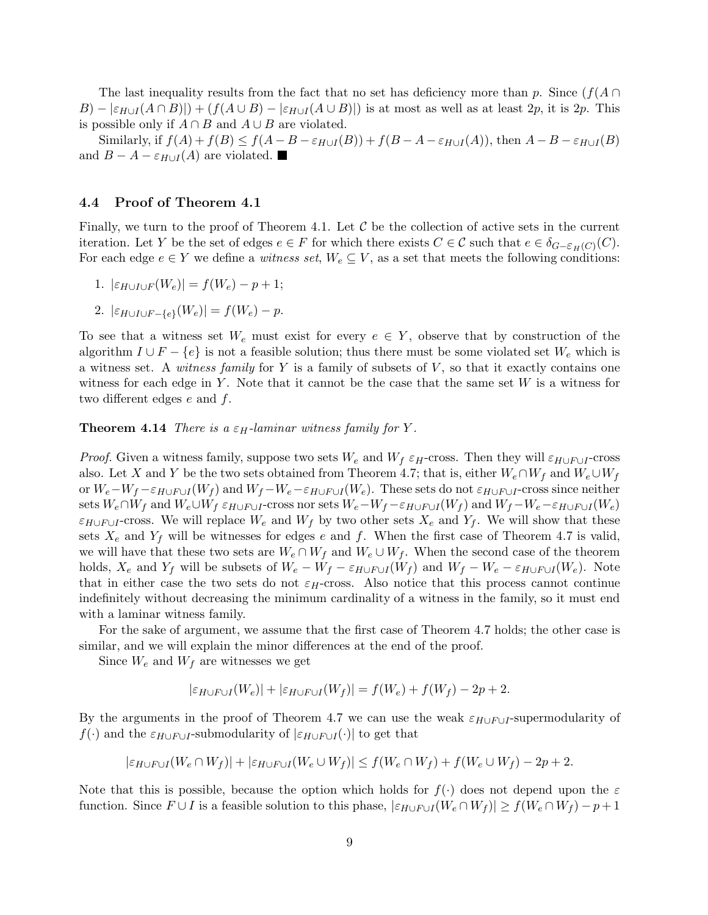The last inequality results from the fact that no set has deficiency more than $p$. Since $(f(A \cap B) - |\varepsilon_{H \cup I}(A \cap B)|) + (f(A \cup B) - |\varepsilon_{H \cup I}(A \cup B)|)$ is at most as well as at least $2p$, it is $2p$. This is possible only if $A \cap B$ and $A \cup B$ are violated.

Similarly, if $f(A) + f(B) \leq f(A - B - \varepsilon_{H \cup I}(B)) + f(B - A - \varepsilon_{H \cup I}(A))$, then $A - B - \varepsilon_{H \cup I}(B)$ and $B - A - \varepsilon_{H \cup I}(A)$ are violated. ■

### 4.4 Proof of Theorem 4.1

Finally, we turn to the proof of Theorem 4.1. Let $\mathcal{C}$ be the collection of active sets in the current iteration. Let $Y$ be the set of edges $e \in F$ for which there exists $C \in \mathcal{C}$ such that $e \in \delta_{G - \varepsilon_H(C)}(C)$. For each edge $e \in Y$ we define a *witness set*, $W_e \subseteq V$, as a set that meets the following conditions:

1. $|\varepsilon_{H \cup I \cup F}(W_e)| = f(W_e) - p + 1$;
2. $|\varepsilon_{H \cup I \cup F - \{e\}}(W_e)| = f(W_e) - p$.

To see that a witness set $W_e$ must exist for every $e \in Y$, observe that by construction of the algorithm $I \cup F - \{e\}$ is not a feasible solution; thus there must be some violated set $W_e$ which is a witness set. A *witness family* for $Y$ is a family of subsets of $V$, so that it exactly contains one witness for each edge in $Y$. Note that it cannot be the case that the same set $W$ is a witness for two different edges $e$ and $f$.

**Theorem 4.14** *There is a $\varepsilon_H$-laminar witness family for $Y$.*

*Proof.* Given a witness family, suppose two sets $W_e$ and $W_f$ $\varepsilon_H$-cross. Then they will $\varepsilon_{H \cup F \cup I}$-cross also. Let $X$ and $Y$ be the two sets obtained from Theorem 4.7; that is, either $W_e \cap W_f$ and $W_e \cup W_f$ or $W_e - W_f - \varepsilon_{H \cup F \cup I}(W_f)$ and $W_f - W_e - \varepsilon_{H \cup F \cup I}(W_e)$. These sets do not $\varepsilon_{H \cup F \cup I}$-cross since neither sets $W_e \cap W_f$ and $W_e \cup W_f$ $\varepsilon_{H \cup F \cup I}$-cross nor sets $W_e - W_f - \varepsilon_{H \cup F \cup I}(W_f)$ and $W_f - W_e - \varepsilon_{H \cup F \cup I}(W_e)$ $\varepsilon_{H \cup F \cup I}$-cross. We will replace $W_e$ and $W_f$ by two other sets $X_e$ and $Y_f$. We will show that these sets $X_e$ and $Y_f$ will be witnesses for edges $e$ and $f$. When the first case of Theorem 4.7 is valid, we will have that these two sets are $W_e \cap W_f$ and $W_e \cup W_f$. When the second case of the theorem holds, $X_e$ and $Y_f$ will be subsets of $W_e - W_f - \varepsilon_{H \cup F \cup I}(W_f)$ and $W_f - W_e - \varepsilon_{H \cup F \cup I}(W_e)$. Note that in either case the two sets do not $\varepsilon_H$-cross. Also notice that this process cannot continue indefinitely without decreasing the minimum cardinality of a witness in the family, so it must end with a laminar witness family.

For the sake of argument, we assume that the first case of Theorem 4.7 holds; the other case is similar, and we will explain the minor differences at the end of the proof.

Since $W_e$ and $W_f$ are witnesses we get

$$|\varepsilon_{H \cup F \cup I}(W_e)| + |\varepsilon_{H \cup F \cup I}(W_f)| = f(W_e) + f(W_f) - 2p + 2.$$

By the arguments in the proof of Theorem 4.7 we can use the weak $\varepsilon_{H \cup F \cup I}$-supermodularity of $f(\cdot)$ and the $\varepsilon_{H \cup F \cup I}$-submodularity of $|\varepsilon_{H \cup F \cup I}(\cdot)|$ to get that

$$|\varepsilon_{H \cup F \cup I}(W_e \cap W_f)| + |\varepsilon_{H \cup F \cup I}(W_e \cup W_f)| \leq f(W_e \cap W_f) + f(W_e \cup W_f) - 2p + 2.$$

Note that this is possible, because the option which holds for $f(\cdot)$ does not depend upon the $\varepsilon$ function. Since $F \cup I$ is a feasible solution to this phase, $|\varepsilon_{H \cup F \cup I}(W_e \cap W_f)| \geq f(W_e \cap W_f) - p + 1$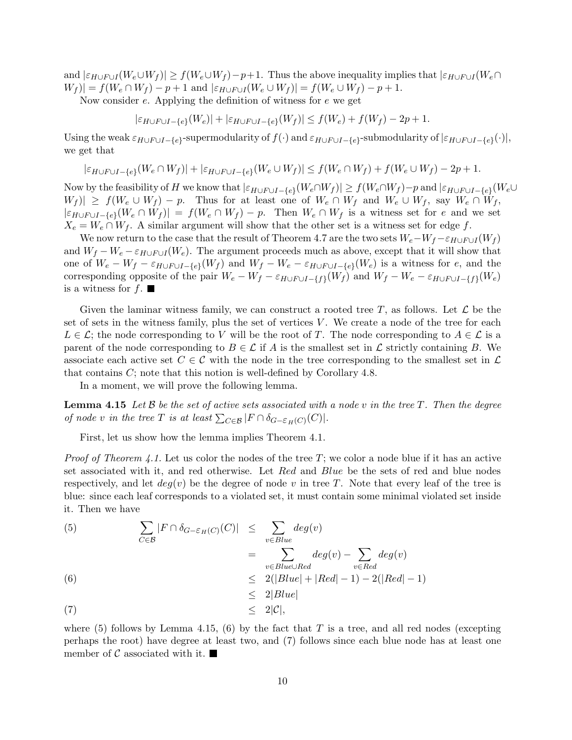and $|\varepsilon_{H\cup F\cup I}(W_e \cup W_f)| \geq f(W_e \cup W_f) - p + 1$. Thus the above inequality implies that $|\varepsilon_{H\cup F\cup I}(W_e \cap W_f)| = f(W_e \cap W_f) - p + 1$ and $|\varepsilon_{H\cup F\cup I}(W_e \cup W_f)| = f(W_e \cup W_f) - p + 1$.

Now consider $e$. Applying the definition of witness for $e$ we get

$$|\varepsilon_{H\cup F\cup I-\{e\}}(W_e)| + |\varepsilon_{H\cup F\cup I-\{e\}}(W_f)| \leq f(W_e) + f(W_f) - 2p + 1.$$

Using the weak $\varepsilon_{H\cup F\cup I-\{e\}}$-supermodularity of $f(\cdot)$ and $\varepsilon_{H\cup F\cup I-\{e\}}$-submodularity of $|\varepsilon_{H\cup F\cup I-\{e\}}(\cdot)|$, we get that

$$|\varepsilon_{H\cup F\cup I-\{e\}}(W_e \cap W_f)| + |\varepsilon_{H\cup F\cup I-\{e\}}(W_e \cup W_f)| \leq f(W_e \cap W_f) + f(W_e \cup W_f) - 2p + 1.$$

Now by the feasibility of $H$ we know that $|\varepsilon_{H\cup F\cup I-\{e\}}(W_e \cap W_f)| \geq f(W_e \cap W_f) - p$ and $|\varepsilon_{H\cup F\cup I-\{e\}}(W_e \cup W_f)| \geq f(W_e \cup W_f) - p$. Thus for at least one of $W_e \cap W_f$ and $W_e \cup W_f$, say $W_e \cap W_f$, $|\varepsilon_{H\cup F\cup I-\{e\}}(W_e \cap W_f)| = f(W_e \cap W_f) - p$. Then $W_e \cap W_f$ is a witness set for $e$ and we set $X_e = W_e \cap W_f$. A similar argument will show that the other set is a witness set for edge $f$.

We now return to the case that the result of Theorem 4.7 are the two sets $W_e - W_f - \varepsilon_{H\cup F\cup I}(W_f)$ and $W_f - W_e - \varepsilon_{H\cup F\cup I}(W_e)$. The argument proceeds much as above, except that it will show that one of $W_e - W_f - \varepsilon_{H\cup F\cup I-\{e\}}(W_f)$ and $W_f - W_e - \varepsilon_{H\cup F\cup I-\{e\}}(W_e)$ is a witness for $e$, and the corresponding opposite of the pair $W_e - W_f - \varepsilon_{H\cup F\cup I-\{f\}}(W_f)$ and $W_f - W_e - \varepsilon_{H\cup F\cup I-\{f\}}(W_e)$ is a witness for $f$. ■

Given the laminar witness family, we can construct a rooted tree $T$, as follows. Let $\mathcal{L}$ be the set of sets in the witness family, plus the set of vertices $V$. We create a node of the tree for each $L \in \mathcal{L}$; the node corresponding to $V$ will be the root of $T$. The node corresponding to $A \in \mathcal{L}$ is a parent of the node corresponding to $B \in \mathcal{L}$ if $A$ is the smallest set in $\mathcal{L}$ strictly containing $B$. We associate each active set $C \in \mathcal{C}$ with the node in the tree corresponding to the smallest set in $\mathcal{L}$ that contains $C$; note that this notion is well-defined by Corollary 4.8.

In a moment, we will prove the following lemma.

**Lemma 4.15** *Let $\mathcal{B}$ be the set of active sets associated with a node $v$ in the tree $T$. Then the degree of node $v$ in the tree $T$ is at least $\sum_{C\in\mathcal{B}} |F \cap \delta_{G-\varepsilon_H(C)}(C)|$.*

First, let us show how the lemma implies Theorem 4.1.

*Proof of Theorem 4.1.* Let us color the nodes of the tree $T$; we color a node blue if it has an active set associated with it, and red otherwise. Let $Red$ and $Blue$ be the sets of red and blue nodes respectively, and let $deg(v)$ be the degree of node $v$ in tree $T$. Note that every leaf of the tree is blue: since each leaf corresponds to a violated set, it must contain some minimal violated set inside it. Then we have

$$\begin{aligned}
\sum_{C\in\mathcal{B}} |F \cap \delta_{G-\varepsilon_H(C)}(C)| &\leq \sum_{v\in Blue} deg(v) && (5)\\
&= \sum_{v\in Blue\cup Red} deg(v) - \sum_{v\in Red} deg(v) \\
&\leq 2(|Blue| + |Red| - 1) - 2(|Red| - 1) && (6)\\
&\leq 2|Blue| \\
&\leq 2|\mathcal{C}|, && (7)
\end{aligned}$$

where (5) follows by Lemma 4.15, (6) by the fact that $T$ is a tree, and all red nodes (excepting perhaps the root) have degree at least two, and (7) follows since each blue node has at least one member of $\mathcal{C}$ associated with it. ■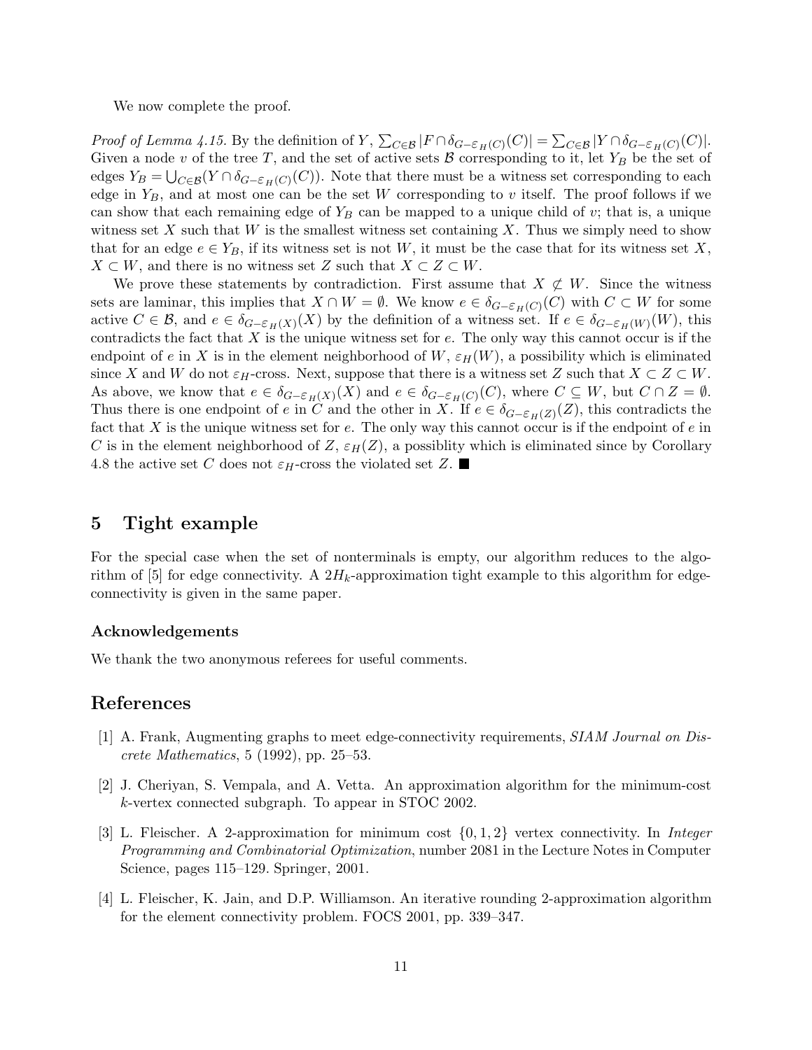We now complete the proof.

*Proof of Lemma 4.15.* By the definition of $Y$, $\sum_{C \in \mathcal{B}} |F \cap \delta_{G-\varepsilon_H(C)}(C)| = \sum_{C \in \mathcal{B}} |Y \cap \delta_{G-\varepsilon_H(C)}(C)|$. Given a node $v$ of the tree $T$, and the set of active sets $\mathcal{B}$ corresponding to it, let $Y_B$ be the set of edges $Y_B = \bigcup_{C \in \mathcal{B}} (Y \cap \delta_{G-\varepsilon_H(C)}(C))$. Note that there must be a witness set corresponding to each edge in $Y_B$, and at most one can be the set $W$ corresponding to $v$ itself. The proof follows if we can show that each remaining edge of $Y_B$ can be mapped to a unique child of $v$; that is, a unique witness set $X$ such that $W$ is the smallest witness set containing $X$. Thus we simply need to show that for an edge $e \in Y_B$, if its witness set is not $W$, it must be the case that for its witness set $X$, $X \subset W$, and there is no witness set $Z$ such that $X \subset Z \subset W$.

We prove these statements by contradiction. First assume that $X \not\subset W$. Since the witness sets are laminar, this implies that $X \cap W = \emptyset$. We know $e \in \delta_{G-\varepsilon_H(C)}(C)$ with $C \subset W$ for some active $C \in \mathcal{B}$, and $e \in \delta_{G-\varepsilon_H(X)}(X)$ by the definition of a witness set. If $e \in \delta_{G-\varepsilon_H(W)}(W)$, this contradicts the fact that $X$ is the unique witness set for $e$. The only way this cannot occur is if the endpoint of $e$ in $X$ is in the element neighborhood of $W$, $\varepsilon_H(W)$, a possibility which is eliminated since $X$ and $W$ do not $\varepsilon_H$-cross. Next, suppose that there is a witness set $Z$ such that $X \subset Z \subset W$. As above, we know that $e \in \delta_{G-\varepsilon_H(X)}(X)$ and $e \in \delta_{G-\varepsilon_H(C)}(C)$, where $C \subseteq W$, but $C \cap Z = \emptyset$. Thus there is one endpoint of $e$ in $C$ and the other in $X$. If $e \in \delta_{G-\varepsilon_H(Z)}(Z)$, this contradicts the fact that $X$ is the unique witness set for $e$. The only way this cannot occur is if the endpoint of $e$ in $C$ is in the element neighborhood of $Z$, $\varepsilon_H(Z)$, a possiblity which is eliminated since by Corollary 4.8 the active set $C$ does not $\varepsilon_H$-cross the violated set $Z$. ■

## 5 Tight example

For the special case when the set of nonterminals is empty, our algorithm reduces to the algorithm of [5] for edge connectivity. A $2H_k$-approximation tight example to this algorithm for edge-connectivity is given in the same paper.

### Acknowledgements

We thank the two anonymous referees for useful comments.

## References

[1] A. Frank, Augmenting graphs to meet edge-connectivity requirements, *SIAM Journal on Discrete Mathematics*, 5 (1992), pp. 25–53.

[2] J. Cheriyan, S. Vempala, and A. Vetta. An approximation algorithm for the minimum-cost $k$-vertex connected subgraph. To appear in STOC 2002.

[3] L. Fleischer. A 2-approximation for minimum cost $\{0, 1, 2\}$ vertex connectivity. In *Integer Programming and Combinatorial Optimization*, number 2081 in the Lecture Notes in Computer Science, pages 115–129. Springer, 2001.

[4] L. Fleischer, K. Jain, and D.P. Williamson. An iterative rounding 2-approximation algorithm for the element connectivity problem. FOCS 2001, pp. 339–347.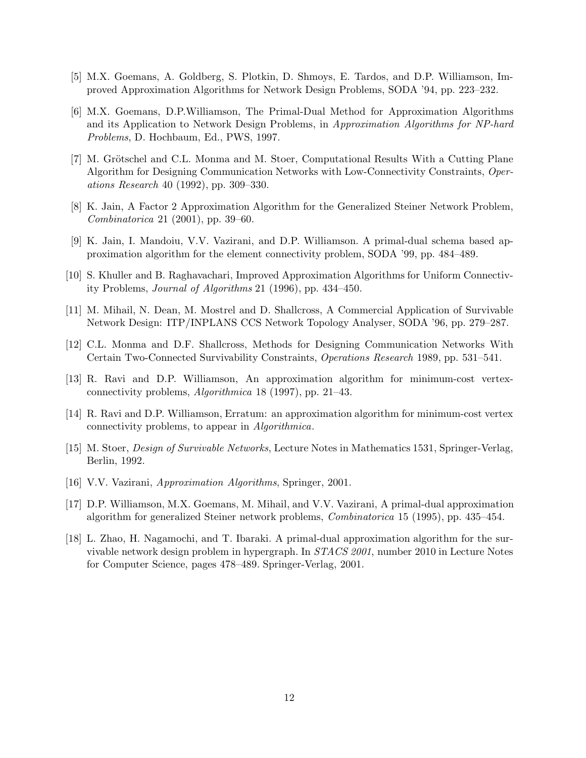[5] M.X. Goemans, A. Goldberg, S. Plotkin, D. Shmoys, E. Tardos, and D.P. Williamson, Improved Approximation Algorithms for Network Design Problems, SODA '94, pp. 223–232.

[6] M.X. Goemans, D.P.Williamson, The Primal-Dual Method for Approximation Algorithms and its Application to Network Design Problems, in *Approximation Algorithms for NP-hard Problems*, D. Hochbaum, Ed., PWS, 1997.

[7] M. Grötschel and C.L. Monma and M. Stoer, Computational Results With a Cutting Plane Algorithm for Designing Communication Networks with Low-Connectivity Constraints, *Operations Research* 40 (1992), pp. 309–330.

[8] K. Jain, A Factor 2 Approximation Algorithm for the Generalized Steiner Network Problem, *Combinatorica* 21 (2001), pp. 39–60.

[9] K. Jain, I. Mandoiu, V.V. Vazirani, and D.P. Williamson. A primal-dual schema based approximation algorithm for the element connectivity problem, SODA '99, pp. 484–489.

[10] S. Khuller and B. Raghavachari, Improved Approximation Algorithms for Uniform Connectivity Problems, *Journal of Algorithms* 21 (1996), pp. 434–450.

[11] M. Mihail, N. Dean, M. Mostrel and D. Shallcross, A Commercial Application of Survivable Network Design: ITP/INPLANS CCS Network Topology Analyser, SODA '96, pp. 279–287.

[12] C.L. Monma and D.F. Shallcross, Methods for Designing Communication Networks With Certain Two-Connected Survivability Constraints, *Operations Research* 1989, pp. 531–541.

[13] R. Ravi and D.P. Williamson, An approximation algorithm for minimum-cost vertex-connectivity problems, *Algorithmica* 18 (1997), pp. 21–43.

[14] R. Ravi and D.P. Williamson, Erratum: an approximation algorithm for minimum-cost vertex connectivity problems, to appear in *Algorithmica*.

[15] M. Stoer, *Design of Survivable Networks*, Lecture Notes in Mathematics 1531, Springer-Verlag, Berlin, 1992.

[16] V.V. Vazirani, *Approximation Algorithms*, Springer, 2001.

[17] D.P. Williamson, M.X. Goemans, M. Mihail, and V.V. Vazirani, A primal-dual approximation algorithm for generalized Steiner network problems, *Combinatorica* 15 (1995), pp. 435–454.

[18] L. Zhao, H. Nagamochi, and T. Ibaraki. A primal-dual approximation algorithm for the survivable network design problem in hypergraph. In *STACS 2001*, number 2010 in Lecture Notes for Computer Science, pages 478–489. Springer-Verlag, 2001.